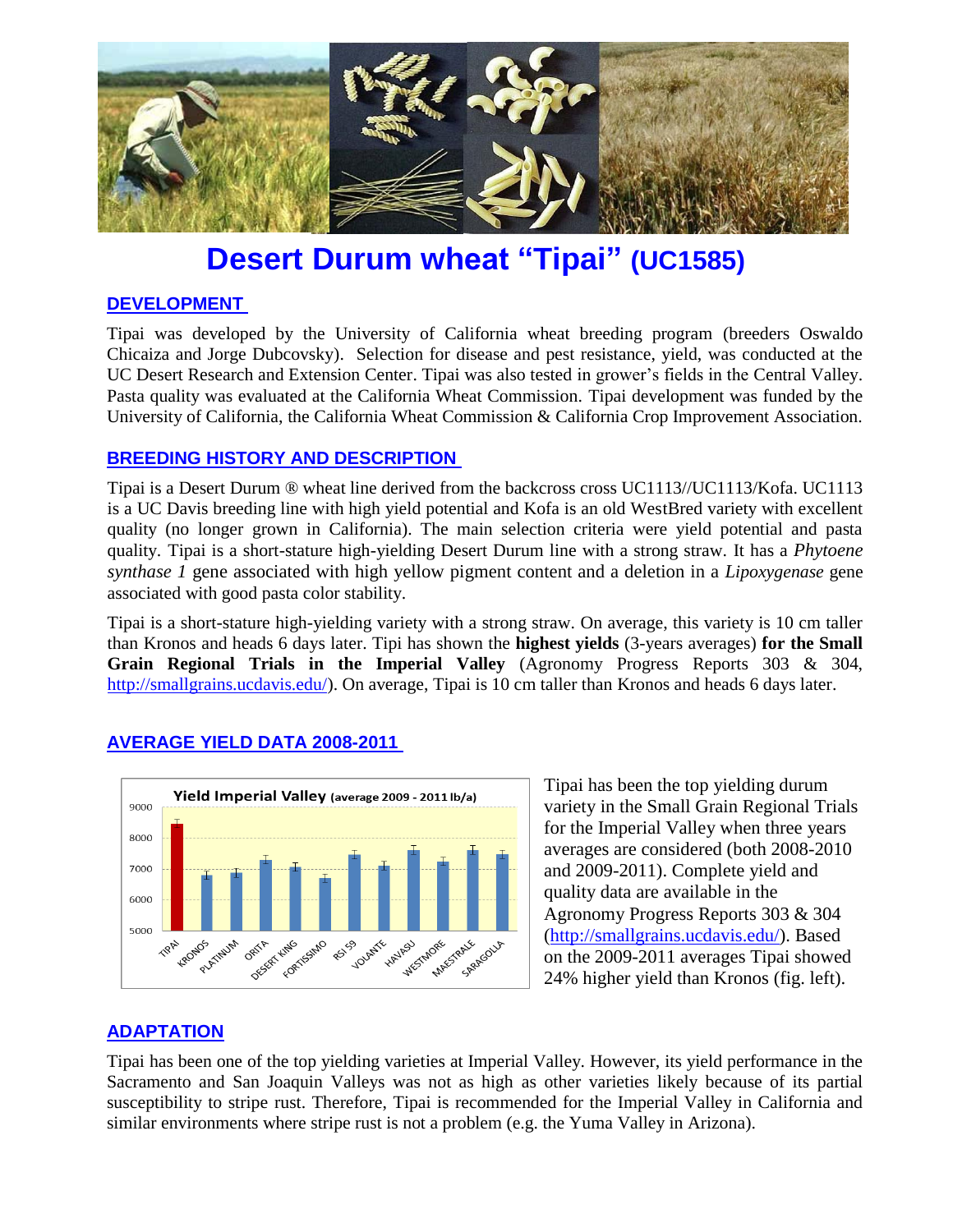# Desert Durum wheat "Tipai" (UC1585)

## DEVELOPMENT

Tipai was developed by the University of California wheat breeding program (breeders Oswaldo Chicaiza and Jorge Dubcovsky). Selection for disease and pest resistance, yield, was conducted at the UC Desert Research and Extension Center. Tipai was also tested in grower's fields in the Central Valley. Pasta quality was evaluated at the California Wheat Commission. Tipai development was funded by the University of California, the California Wheat Commission & California Crop Improvement Association.

## BREEDING HISTORY AND DESCRIPTION

Tipai is a Desert Durum ® wheat line derived from the backcross cross UC1113//UC1113/Kofa. UC1113 is a UC Davis breeding line with high yield potential and Kofa is an old WestBred variety with excellent quality (no longer grown in California). The main selection criteria were yield potential and pasta quality. Tipai is a short-stature high-yielding Desert Durum line with a strong straw. It has a *Phytoene synthase 1* gene associated with high yellow pigment content and a deletion in a *Lipoxygenase* gene associated with good pasta color stability.

Tipai is a short-stature high-yielding variety with a strong straw. On average, this variety is 10 cm taller than Kronos and heads 6 days later. Tipi has shown the **highest yields** (3-years averages) **for the Small Grain Regional Trials in the Imperial Valley** (Agronomy Progress Reports 303 & 304, http://smallgrains.ucdavis.edu/). On average, Tipai is 10 cm taller than Kronos and heads 6 days later.

## AVERAGE YIELD DATA 2008-2011

**Yield Imperial Valley (average 2009 - 2011 lb/a)**

Varieties shown: TIPAI, KRONOS, PLATINUM, ORITA, DESERT KING, FORTISSIMO, RSI 59, VOLANTE, HAVASU, WESTMORE, MAESTRALE, SARAGOLLA

Tipai has been the top yielding durum variety in the Small Grain Regional Trials for the Imperial Valley when three years averages are considered (both 2008-2010 and 2009-2011). Complete yield and quality data are available in the Agronomy Progress Reports 303 & 304 (http://smallgrains.ucdavis.edu/). Based on the 2009-2011 averages Tipai showed 24% higher yield than Kronos (fig. left).

## ADAPTATION

Tipai has been one of the top yielding varieties at Imperial Valley. However, its yield performance in the Sacramento and San Joaquin Valleys was not as high as other varieties likely because of its partial susceptibility to stripe rust. Therefore, Tipai is recommended for the Imperial Valley in California and similar environments where stripe rust is not a problem (e.g. the Yuma Valley in Arizona).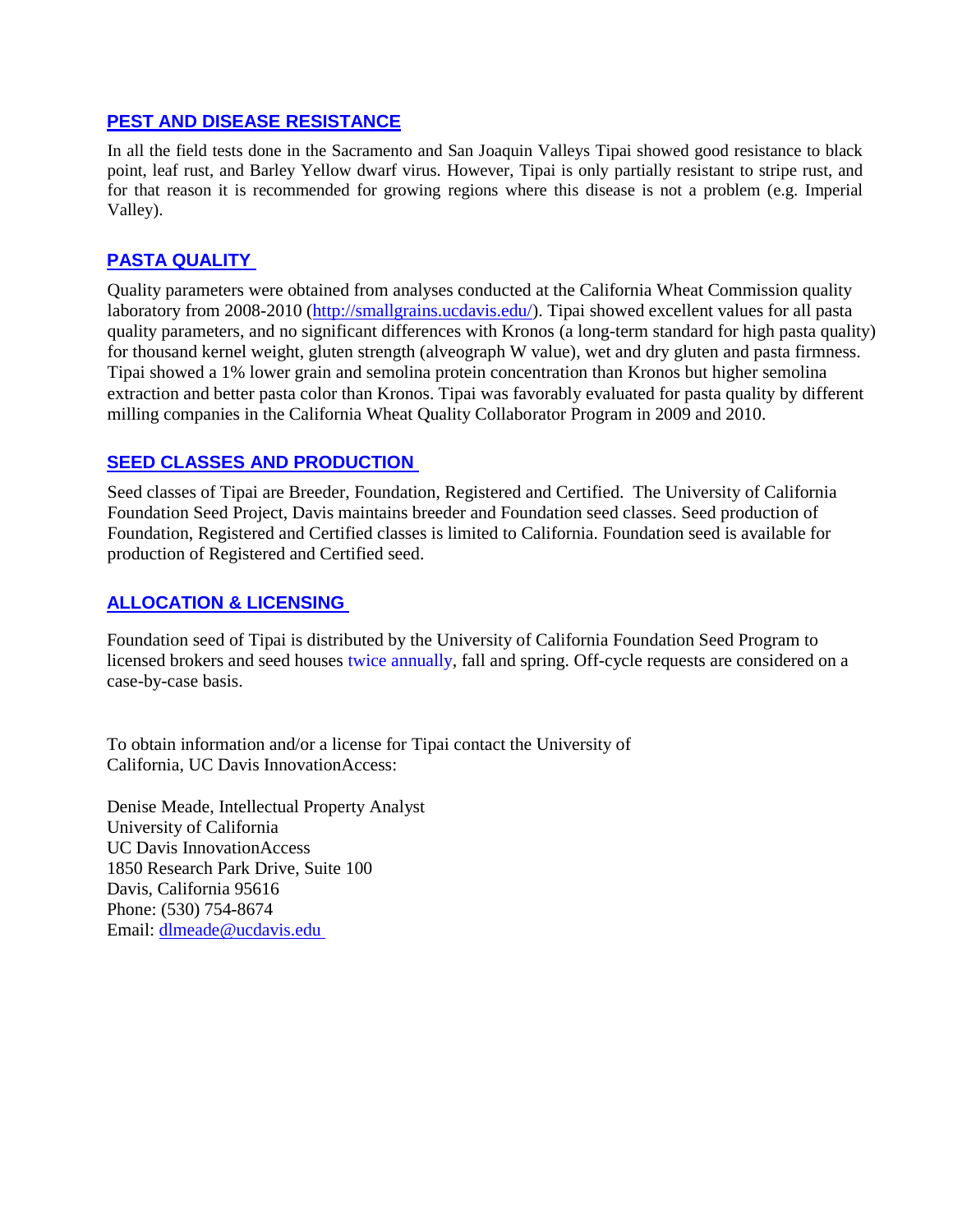## PEST AND DISEASE RESISTANCE

In all the field tests done in the Sacramento and San Joaquin Valleys Tipai showed good resistance to black point, leaf rust, and Barley Yellow dwarf virus. However, Tipai is only partially resistant to stripe rust, and for that reason it is recommended for growing regions where this disease is not a problem (e.g. Imperial Valley).

## PASTA QUALITY

Quality parameters were obtained from analyses conducted at the California Wheat Commission quality laboratory from 2008-2010 (http://smallgrains.ucdavis.edu/). Tipai showed excellent values for all pasta quality parameters, and no significant differences with Kronos (a long-term standard for high pasta quality) for thousand kernel weight, gluten strength (alveograph W value), wet and dry gluten and pasta firmness. Tipai showed a 1% lower grain and semolina protein concentration than Kronos but higher semolina extraction and better pasta color than Kronos. Tipai was favorably evaluated for pasta quality by different milling companies in the California Wheat Quality Collaborator Program in 2009 and 2010.

## SEED CLASSES AND PRODUCTION

Seed classes of Tipai are Breeder, Foundation, Registered and Certified. The University of California Foundation Seed Project, Davis maintains breeder and Foundation seed classes. Seed production of Foundation, Registered and Certified classes is limited to California. Foundation seed is available for production of Registered and Certified seed.

## ALLOCATION & LICENSING

Foundation seed of Tipai is distributed by the University of California Foundation Seed Program to licensed brokers and seed houses twice annually, fall and spring. Off-cycle requests are considered on a case-by-case basis.

To obtain information and/or a license for Tipai contact the University of California, UC Davis InnovationAccess:

Denise Meade, Intellectual Property Analyst
University of California
UC Davis InnovationAccess
1850 Research Park Drive, Suite 100
Davis, California 95616
Phone: (530) 754-8674
Email: dlmeade@ucdavis.edu